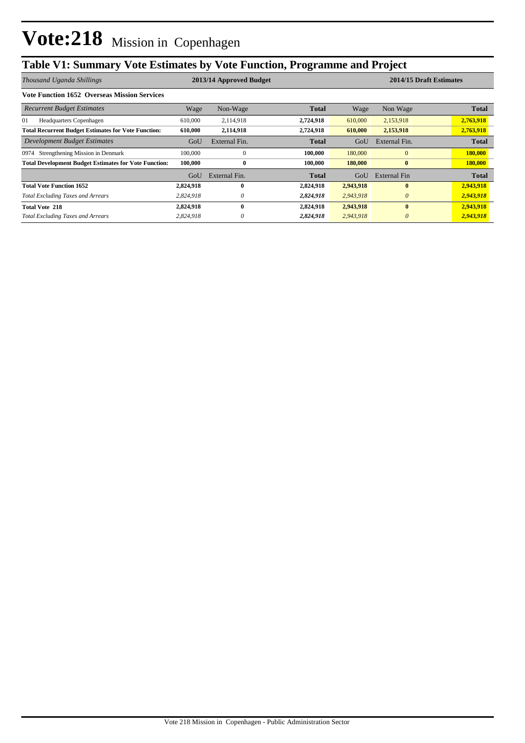# Vote:218 Mission in Copenhagen

## Table V1: Summary Vote Estimates by Vote Function, Programme and Project

| *Thousand Uganda Shillings* | 2013/14 Approved Budget | | | 2014/15 Draft Estimates | | |
|---|---|---|---|---|---|---|
| **Vote Function 1652 Overseas Mission Services** | | | | | | |
| *Recurrent Budget Estimates* | Wage | Non-Wage | **Total** | Wage | Non Wage | **Total** |
| 01 Headquarters Copenhagen | 610,000 | 2,114,918 | **2,724,918** | 610,000 | 2,153,918 | **2,763,918** |
| **Total Recurrent Budget Estimates for Vote Function:** | **610,000** | **2,114,918** | **2,724,918** | **610,000** | **2,153,918** | **2,763,918** |
| *Development Budget Estimates* | GoU | External Fin. | **Total** | GoU | External Fin. | **Total** |
| 0974 Strengthening Mission in Denmark | 100,000 | 0 | **100,000** | 180,000 | 0 | **180,000** |
| **Total Development Budget Estimates for Vote Function:** | **100,000** | **0** | **100,000** | **180,000** | **0** | **180,000** |
| | GoU | External Fin. | **Total** | GoU | External Fin | **Total** |
| **Total Vote Function 1652** | **2,824,918** | **0** | **2,824,918** | **2,943,918** | **0** | **2,943,918** |
| *Total Excluding Taxes and Arrears* | *2,824,918* | *0* | ***2,824,918*** | *2,943,918* | *0* | ***2,943,918*** |
| **Total Vote 218** | **2,824,918** | **0** | **2,824,918** | **2,943,918** | **0** | **2,943,918** |
| *Total Excluding Taxes and Arrears* | *2,824,918* | *0* | ***2,824,918*** | *2,943,918* | *0* | ***2,943,918*** |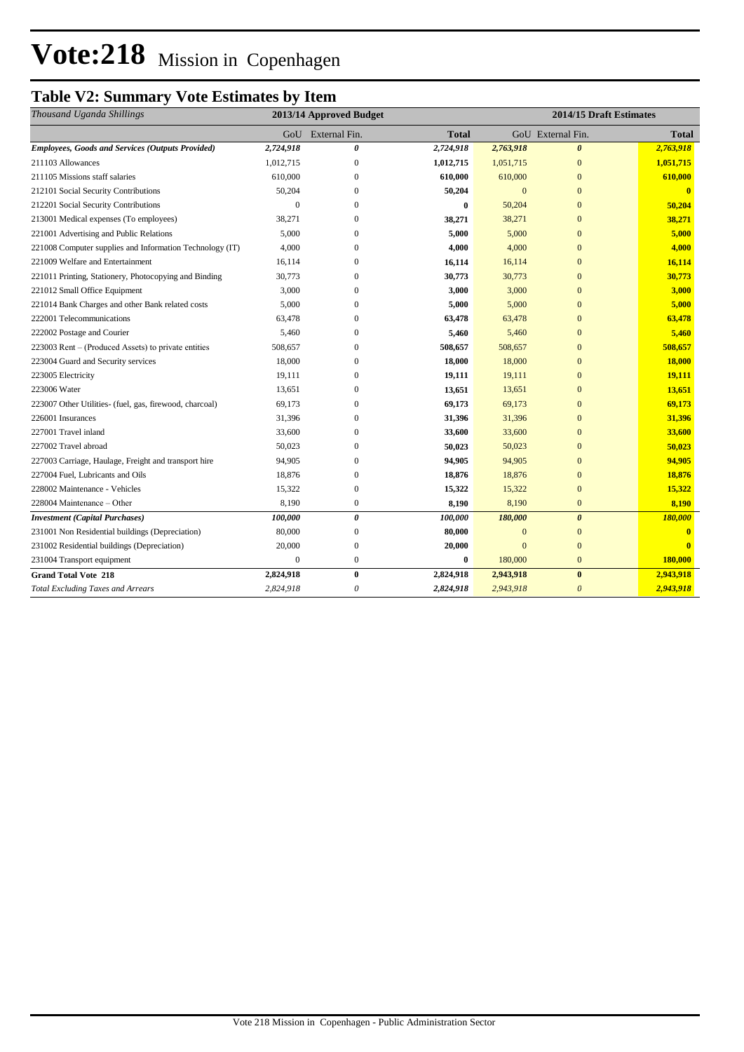# Vote:218 Mission in Copenhagen

## Table V2: Summary Vote Estimates by Item

| *Thousand Uganda Shillings* | 2013/14 Approved Budget | | | 2014/15 Draft Estimates | | |
|---|---|---|---|---|---|---|
| | GoU | External Fin. | **Total** | GoU | External Fin. | **Total** |
| ***Employees, Goods and Services (Outputs Provided)*** | ***2,724,918*** | ***0*** | ***2,724,918*** | ***2,763,918*** | ***0*** | ***2,763,918*** |
| 211103 Allowances | 1,012,715 | 0 | **1,012,715** | 1,051,715 | 0 | **1,051,715** |
| 211105 Missions staff salaries | 610,000 | 0 | **610,000** | 610,000 | 0 | **610,000** |
| 212101 Social Security Contributions | 50,204 | 0 | **50,204** | 0 | 0 | **0** |
| 212201 Social Security Contributions | 0 | 0 | **0** | 50,204 | 0 | **50,204** |
| 213001 Medical expenses (To employees) | 38,271 | 0 | **38,271** | 38,271 | 0 | **38,271** |
| 221001 Advertising and Public Relations | 5,000 | 0 | **5,000** | 5,000 | 0 | **5,000** |
| 221008 Computer supplies and Information Technology (IT) | 4,000 | 0 | **4,000** | 4,000 | 0 | **4,000** |
| 221009 Welfare and Entertainment | 16,114 | 0 | **16,114** | 16,114 | 0 | **16,114** |
| 221011 Printing, Stationery, Photocopying and Binding | 30,773 | 0 | **30,773** | 30,773 | 0 | **30,773** |
| 221012 Small Office Equipment | 3,000 | 0 | **3,000** | 3,000 | 0 | **3,000** |
| 221014 Bank Charges and other Bank related costs | 5,000 | 0 | **5,000** | 5,000 | 0 | **5,000** |
| 222001 Telecommunications | 63,478 | 0 | **63,478** | 63,478 | 0 | **63,478** |
| 222002 Postage and Courier | 5,460 | 0 | **5,460** | 5,460 | 0 | **5,460** |
| 223003 Rent – (Produced Assets) to private entities | 508,657 | 0 | **508,657** | 508,657 | 0 | **508,657** |
| 223004 Guard and Security services | 18,000 | 0 | **18,000** | 18,000 | 0 | **18,000** |
| 223005 Electricity | 19,111 | 0 | **19,111** | 19,111 | 0 | **19,111** |
| 223006 Water | 13,651 | 0 | **13,651** | 13,651 | 0 | **13,651** |
| 223007 Other Utilities- (fuel, gas, firewood, charcoal) | 69,173 | 0 | **69,173** | 69,173 | 0 | **69,173** |
| 226001 Insurances | 31,396 | 0 | **31,396** | 31,396 | 0 | **31,396** |
| 227001 Travel inland | 33,600 | 0 | **33,600** | 33,600 | 0 | **33,600** |
| 227002 Travel abroad | 50,023 | 0 | **50,023** | 50,023 | 0 | **50,023** |
| 227003 Carriage, Haulage, Freight and transport hire | 94,905 | 0 | **94,905** | 94,905 | 0 | **94,905** |
| 227004 Fuel, Lubricants and Oils | 18,876 | 0 | **18,876** | 18,876 | 0 | **18,876** |
| 228002 Maintenance - Vehicles | 15,322 | 0 | **15,322** | 15,322 | 0 | **15,322** |
| 228004 Maintenance – Other | 8,190 | 0 | **8,190** | 8,190 | 0 | **8,190** |
| ***Investment (Capital Purchases)*** | ***100,000*** | ***0*** | ***100,000*** | ***180,000*** | ***0*** | ***180,000*** |
| 231001 Non Residential buildings (Depreciation) | 80,000 | 0 | **80,000** | 0 | 0 | **0** |
| 231002 Residential buildings (Depreciation) | 20,000 | 0 | **20,000** | 0 | 0 | **0** |
| 231004 Transport equipment | 0 | 0 | **0** | 180,000 | 0 | **180,000** |
| **Grand Total Vote 218** | **2,824,918** | **0** | **2,824,918** | **2,943,918** | **0** | **2,943,918** |
| *Total Excluding Taxes and Arrears* | *2,824,918* | *0* | *2,824,918* | *2,943,918* | *0* | *2,943,918* |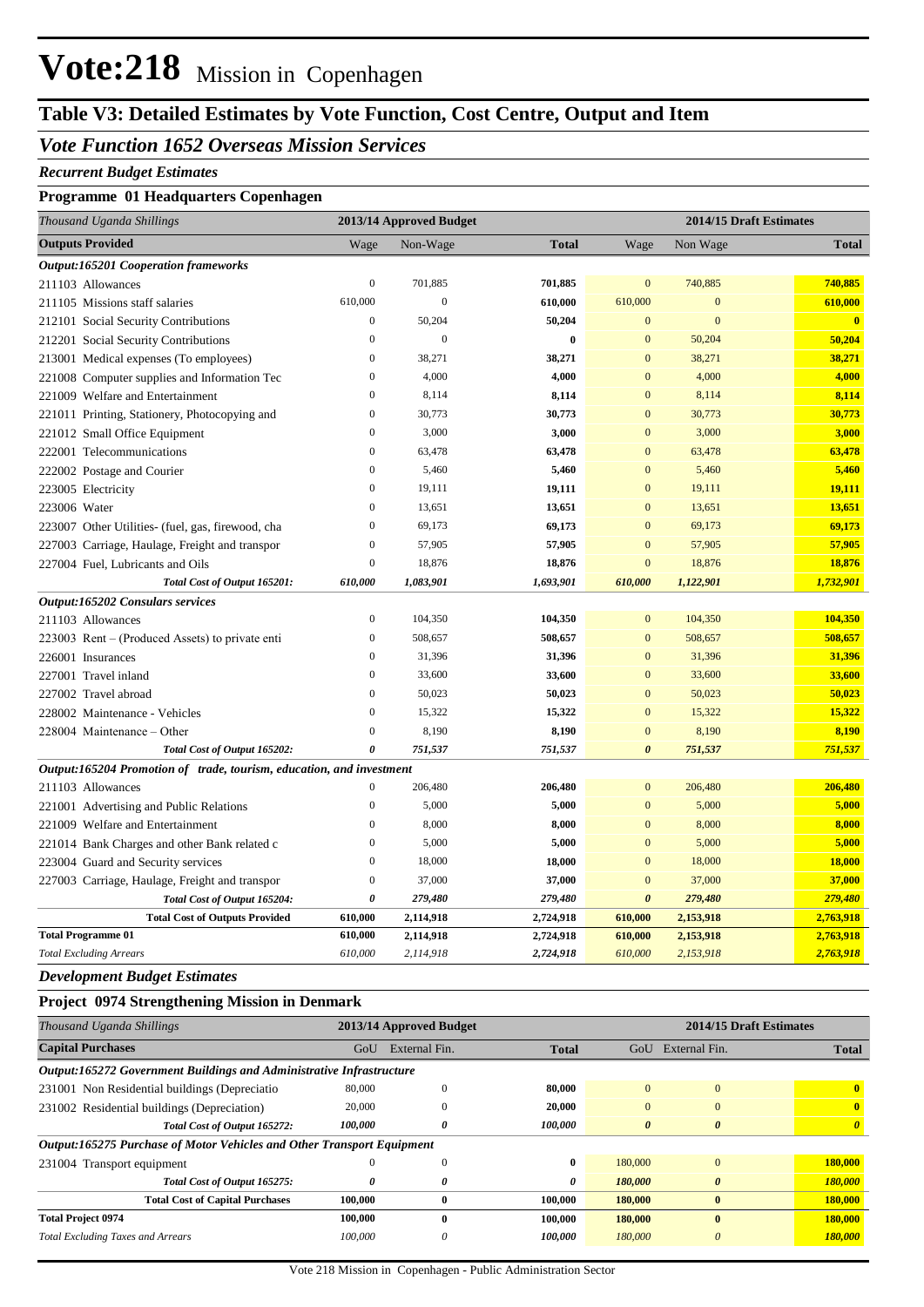# Vote:218 Mission in Copenhagen

## Table V3: Detailed Estimates by Vote Function, Cost Centre, Output and Item

### *Vote Function 1652 Overseas Mission Services*

#### *Recurrent Budget Estimates*

#### Programme 01 Headquarters Copenhagen

| *Thousand Uganda Shillings* | 2013/14 Approved Budget | | | 2014/15 Draft Estimates | | |
|---|---|---|---|---|---|---|
| **Outputs Provided** | Wage | Non-Wage | **Total** | Wage | Non Wage | **Total** |
| ***Output:165201 Cooperation frameworks*** | | | | | | |
| 211103 Allowances | 0 | 701,885 | **701,885** | 0 | 740,885 | **740,885** |
| 211105 Missions staff salaries | 610,000 | 0 | **610,000** | 610,000 | 0 | **610,000** |
| 212101 Social Security Contributions | 0 | 50,204 | **50,204** | 0 | 0 | **0** |
| 212201 Social Security Contributions | 0 | 0 | **0** | 0 | 50,204 | **50,204** |
| 213001 Medical expenses (To employees) | 0 | 38,271 | **38,271** | 0 | 38,271 | **38,271** |
| 221008 Computer supplies and Information Tec | 0 | 4,000 | **4,000** | 0 | 4,000 | **4,000** |
| 221009 Welfare and Entertainment | 0 | 8,114 | **8,114** | 0 | 8,114 | **8,114** |
| 221011 Printing, Stationery, Photocopying and | 0 | 30,773 | **30,773** | 0 | 30,773 | **30,773** |
| 221012 Small Office Equipment | 0 | 3,000 | **3,000** | 0 | 3,000 | **3,000** |
| 222001 Telecommunications | 0 | 63,478 | **63,478** | 0 | 63,478 | **63,478** |
| 222002 Postage and Courier | 0 | 5,460 | **5,460** | 0 | 5,460 | **5,460** |
| 223005 Electricity | 0 | 19,111 | **19,111** | 0 | 19,111 | **19,111** |
| 223006 Water | 0 | 13,651 | **13,651** | 0 | 13,651 | **13,651** |
| 223007 Other Utilities- (fuel, gas, firewood, cha | 0 | 69,173 | **69,173** | 0 | 69,173 | **69,173** |
| 227003 Carriage, Haulage, Freight and transpor | 0 | 57,905 | **57,905** | 0 | 57,905 | **57,905** |
| 227004 Fuel, Lubricants and Oils | 0 | 18,876 | **18,876** | 0 | 18,876 | **18,876** |
| ***Total Cost of Output 165201:*** | ***610,000*** | ***1,083,901*** | ***1,693,901*** | ***610,000*** | ***1,122,901*** | ***1,732,901*** |
| ***Output:165202 Consulars services*** | | | | | | |
| 211103 Allowances | 0 | 104,350 | **104,350** | 0 | 104,350 | **104,350** |
| 223003 Rent – (Produced Assets) to private enti | 0 | 508,657 | **508,657** | 0 | 508,657 | **508,657** |
| 226001 Insurances | 0 | 31,396 | **31,396** | 0 | 31,396 | **31,396** |
| 227001 Travel inland | 0 | 33,600 | **33,600** | 0 | 33,600 | **33,600** |
| 227002 Travel abroad | 0 | 50,023 | **50,023** | 0 | 50,023 | **50,023** |
| 228002 Maintenance - Vehicles | 0 | 15,322 | **15,322** | 0 | 15,322 | **15,322** |
| 228004 Maintenance – Other | 0 | 8,190 | **8,190** | 0 | 8,190 | **8,190** |
| ***Total Cost of Output 165202:*** | ***0*** | ***751,537*** | ***751,537*** | ***0*** | ***751,537*** | ***751,537*** |
| ***Output:165204 Promotion of trade, tourism, education, and investment*** | | | | | | |
| 211103 Allowances | 0 | 206,480 | **206,480** | 0 | 206,480 | **206,480** |
| 221001 Advertising and Public Relations | 0 | 5,000 | **5,000** | 0 | 5,000 | **5,000** |
| 221009 Welfare and Entertainment | 0 | 8,000 | **8,000** | 0 | 8,000 | **8,000** |
| 221014 Bank Charges and other Bank related c | 0 | 5,000 | **5,000** | 0 | 5,000 | **5,000** |
| 223004 Guard and Security services | 0 | 18,000 | **18,000** | 0 | 18,000 | **18,000** |
| 227003 Carriage, Haulage, Freight and transpor | 0 | 37,000 | **37,000** | 0 | 37,000 | **37,000** |
| ***Total Cost of Output 165204:*** | ***0*** | ***279,480*** | ***279,480*** | ***0*** | ***279,480*** | ***279,480*** |
| **Total Cost of Outputs Provided** | **610,000** | **2,114,918** | **2,724,918** | **610,000** | **2,153,918** | **2,763,918** |
| **Total Programme 01** | **610,000** | **2,114,918** | **2,724,918** | **610,000** | **2,153,918** | **2,763,918** |
| *Total Excluding Arrears* | *610,000* | *2,114,918* | *2,724,918* | *610,000* | *2,153,918* | *2,763,918* |

#### *Development Budget Estimates*

#### Project 0974 Strengthening Mission in Denmark

| *Thousand Uganda Shillings* | 2013/14 Approved Budget | | | 2014/15 Draft Estimates | | |
|---|---|---|---|---|---|---|
| **Capital Purchases** | GoU | External Fin. | **Total** | GoU | External Fin. | **Total** |
| ***Output:165272 Government Buildings and Administrative Infrastructure*** | | | | | | |
| 231001 Non Residential buildings (Depreciatio | 80,000 | 0 | **80,000** | 0 | 0 | **0** |
| 231002 Residential buildings (Depreciation) | 20,000 | 0 | **20,000** | 0 | 0 | **0** |
| ***Total Cost of Output 165272:*** | ***100,000*** | ***0*** | ***100,000*** | ***0*** | ***0*** | ***0*** |
| ***Output:165275 Purchase of Motor Vehicles and Other Transport Equipment*** | | | | | | |
| 231004 Transport equipment | 0 | 0 | **0** | 180,000 | 0 | **180,000** |
| ***Total Cost of Output 165275:*** | ***0*** | ***0*** | ***0*** | ***180,000*** | ***0*** | ***180,000*** |
| **Total Cost of Capital Purchases** | **100,000** | **0** | **100,000** | **180,000** | **0** | **180,000** |
| **Total Project 0974** | **100,000** | **0** | **100,000** | **180,000** | **0** | **180,000** |
| *Total Excluding Taxes and Arrears* | *100,000* | *0* | *100,000* | *180,000* | *0* | *180,000* |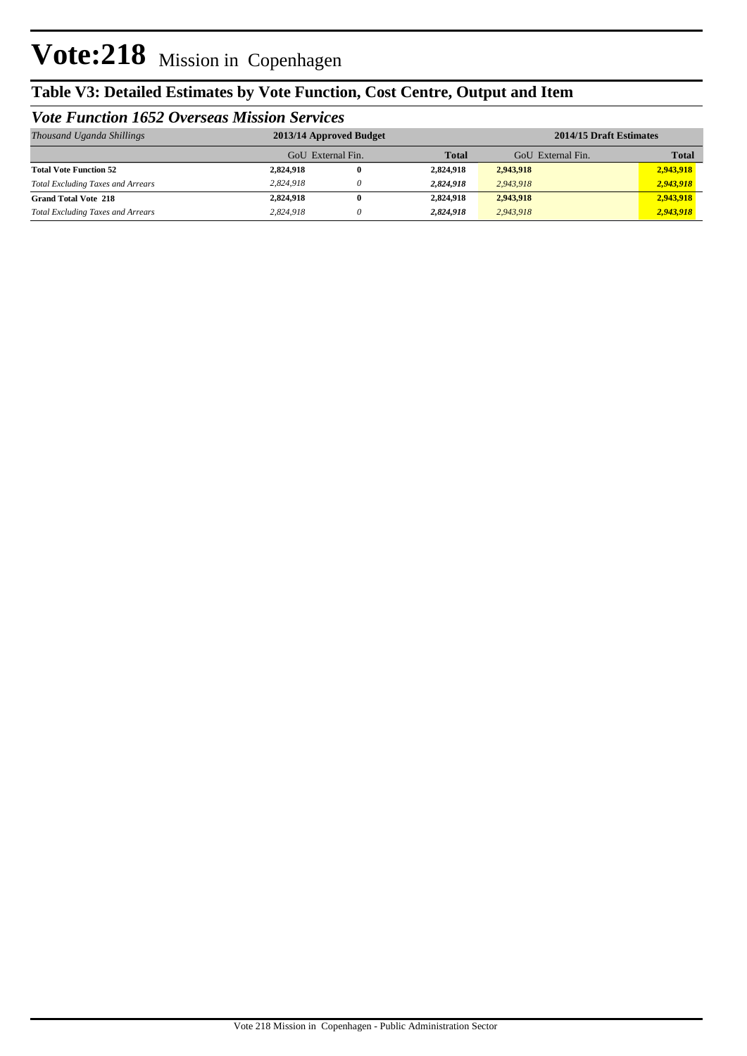# Vote:218 Mission in Copenhagen

## Table V3: Detailed Estimates by Vote Function, Cost Centre, Output and Item

### *Vote Function 1652 Overseas Mission Services*

| *Thousand Uganda Shillings* | 2013/14 Approved Budget | | | 2014/15 Draft Estimates | | |
|---|---|---|---|---|---|---|
| | GoU | External Fin. | Total | GoU | External Fin. | Total |
| **Total Vote Function 52** | **2,824,918** | **0** | **2,824,918** | **2,943,918** | | **2,943,918** |
| *Total Excluding Taxes and Arrears* | *2,824,918* | *0* | ***2,824,918*** | *2,943,918* | | ***2,943,918*** |
| **Grand Total Vote 218** | **2,824,918** | **0** | **2,824,918** | **2,943,918** | | **2,943,918** |
| *Total Excluding Taxes and Arrears* | *2,824,918* | *0* | ***2,824,918*** | *2,943,918* | | ***2,943,918*** |